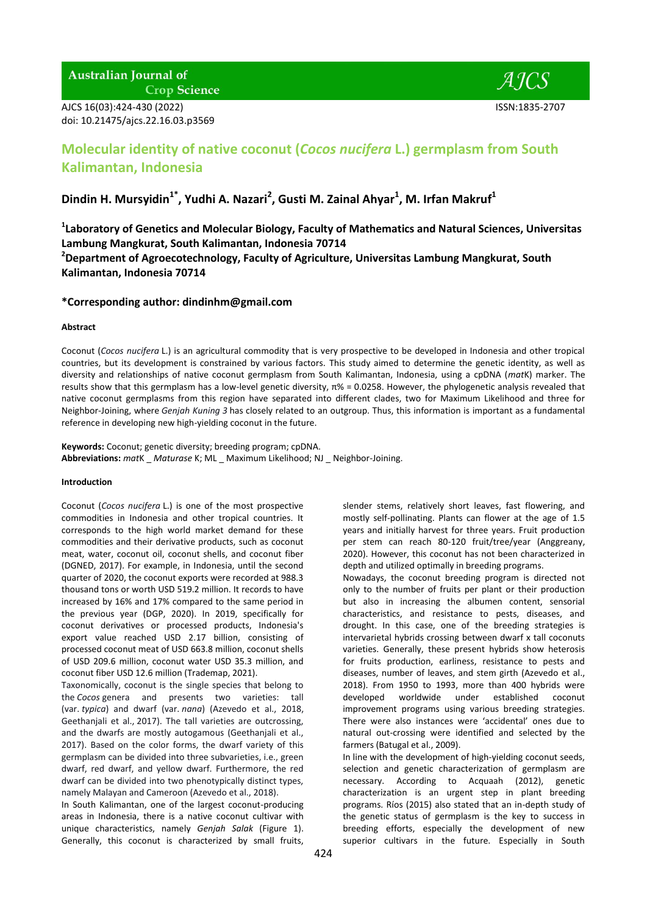# Molecular identity of native coconut (*Cocos nucifera* L.) germplasm from South Kalimantan, Indonesia

**Dindin H. Mursyidin[1*], Yudhi A. Nazari[2], Gusti M. Zainal Ahyar[1], M. Irfan Makruf[1]**

**[1]Laboratory of Genetics and Molecular Biology, Faculty of Mathematics and Natural Sciences, Universitas Lambung Mangkurat, South Kalimantan, Indonesia 70714**
**[2]Department of Agroecotechnology, Faculty of Agriculture, Universitas Lambung Mangkurat, South Kalimantan, Indonesia 70714**

**\*Corresponding author: dindinhm@gmail.com**

#### Abstract

Coconut (*Cocos nucifera* L.) is an agricultural commodity that is very prospective to be developed in Indonesia and other tropical countries, but its development is constrained by various factors. This study aimed to determine the genetic identity, as well as diversity and relationships of native coconut germplasm from South Kalimantan, Indonesia, using a cpDNA (*mat*K) marker. The results show that this germplasm has a low-level genetic diversity, π% = 0.0258. However, the phylogenetic analysis revealed that native coconut germplasms from this region have separated into different clades, two for Maximum Likelihood and three for Neighbor-Joining, where *Genjah Kuning 3* has closely related to an outgroup. Thus, this information is important as a fundamental reference in developing new high-yielding coconut in the future.

**Keywords:** Coconut; genetic diversity; breeding program; cpDNA.
**Abbreviations:** *mat*K _ *Maturase* K; ML _ Maximum Likelihood; NJ _ Neighbor-Joining.

#### Introduction

Coconut (*Cocos nucifera* L.) is one of the most prospective commodities in Indonesia and other tropical countries. It corresponds to the high world market demand for these commodities and their derivative products, such as coconut meat, water, coconut oil, coconut shells, and coconut fiber (DGNED, 2017). For example, in Indonesia, until the second quarter of 2020, the coconut exports were recorded at 988.3 thousand tons or worth USD 519.2 million. It records to have increased by 16% and 17% compared to the same period in the previous year (DGP, 2020). In 2019, specifically for coconut derivatives or processed products, Indonesia's export value reached USD 2.17 billion, consisting of processed coconut meat of USD 663.8 million, coconut shells of USD 209.6 million, coconut water USD 35.3 million, and coconut fiber USD 12.6 million (Trademap, 2021).

Taxonomically, coconut is the single species that belong to the *Cocos* genera and presents two varieties: tall (var. *typica*) and dwarf (var. *nana*) (Azevedo et al., 2018, Geethanjali et al., 2017). The tall varieties are outcrossing, and the dwarfs are mostly autogamous (Geethanjali et al., 2017). Based on the color forms, the dwarf variety of this germplasm can be divided into three subvarieties, i.e., green dwarf, red dwarf, and yellow dwarf. Furthermore, the red dwarf can be divided into two phenotypically distinct types, namely Malayan and Cameroon (Azevedo et al., 2018).

In South Kalimantan, one of the largest coconut-producing areas in Indonesia, there is a native coconut cultivar with unique characteristics, namely *Genjah Salak* (Figure 1). Generally, this coconut is characterized by small fruits, slender stems, relatively short leaves, fast flowering, and mostly self-pollinating. Plants can flower at the age of 1.5 years and initially harvest for three years. Fruit production per stem can reach 80-120 fruit/tree/year (Anggreany, 2020). However, this coconut has not been characterized in depth and utilized optimally in breeding programs.

Nowadays, the coconut breeding program is directed not only to the number of fruits per plant or their production but also in increasing the albumen content, sensorial characteristics, and resistance to pests, diseases, and drought. In this case, one of the breeding strategies is intervarietal hybrids crossing between dwarf x tall coconuts varieties. Generally, these present hybrids show heterosis for fruits production, earliness, resistance to pests and diseases, number of leaves, and stem girth (Azevedo et al., 2018). From 1950 to 1993, more than 400 hybrids were developed worldwide under established coconut improvement programs using various breeding strategies. There were also instances were 'accidental' ones due to natural out-crossing were identified and selected by the farmers (Batugal et al., 2009).

In line with the development of high-yielding coconut seeds, selection and genetic characterization of germplasm are necessary. According to Acquaah (2012), genetic characterization is an urgent step in plant breeding programs. Ríos (2015) also stated that an in-depth study of the genetic status of germplasm is the key to success in breeding efforts, especially the development of new superior cultivars in the future. Especially in South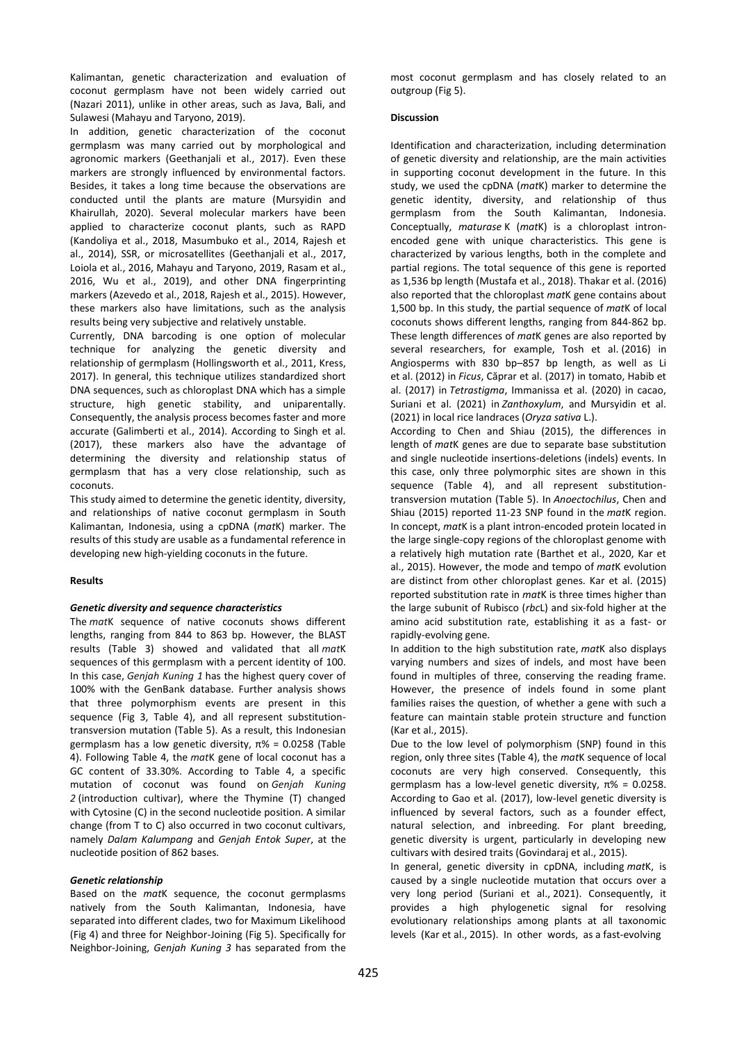Kalimantan, genetic characterization and evaluation of coconut germplasm have not been widely carried out (Nazari 2011), unlike in other areas, such as Java, Bali, and Sulawesi (Mahayu and Taryono, 2019).

In addition, genetic characterization of the coconut germplasm was many carried out by morphological and agronomic markers (Geethanjali et al., 2017). Even these markers are strongly influenced by environmental factors. Besides, it takes a long time because the observations are conducted until the plants are mature (Mursyidin and Khairullah, 2020). Several molecular markers have been applied to characterize coconut plants, such as RAPD (Kandoliya et al., 2018, Masumbuko et al., 2014, Rajesh et al., 2014), SSR, or microsatellites (Geethanjali et al., 2017, Loiola et al., 2016, Mahayu and Taryono, 2019, Rasam et al., 2016, Wu et al., 2019), and other DNA fingerprinting markers (Azevedo et al., 2018, Rajesh et al., 2015). However, these markers also have limitations, such as the analysis results being very subjective and relatively unstable.

Currently, DNA barcoding is one option of molecular technique for analyzing the genetic diversity and relationship of germplasm (Hollingsworth et al., 2011, Kress, 2017). In general, this technique utilizes standardized short DNA sequences, such as chloroplast DNA which has a simple structure, high genetic stability, and uniparentally. Consequently, the analysis process becomes faster and more accurate (Galimberti et al., 2014). According to Singh et al. (2017), these markers also have the advantage of determining the diversity and relationship status of germplasm that has a very close relationship, such as coconuts.

This study aimed to determine the genetic identity, diversity, and relationships of native coconut germplasm in South Kalimantan, Indonesia, using a cpDNA (*mat*K) marker. The results of this study are usable as a fundamental reference in developing new high-yielding coconuts in the future.

## Results

### *Genetic diversity and sequence characteristics*

The *mat*K sequence of native coconuts shows different lengths, ranging from 844 to 863 bp. However, the BLAST results (Table 3) showed and validated that all *mat*K sequences of this germplasm with a percent identity of 100. In this case, *Genjah Kuning 1* has the highest query cover of 100% with the GenBank database. Further analysis shows that three polymorphism events are present in this sequence (Fig 3, Table 4), and all represent substitution-transversion mutation (Table 5). As a result, this Indonesian germplasm has a low genetic diversity, $\pi\% = 0.0258$ (Table 4). Following Table 4, the *mat*K gene of local coconut has a GC content of 33.30%. According to Table 4, a specific mutation of coconut was found on *Genjah Kuning 2* (introduction cultivar), where the Thymine (T) changed with Cytosine (C) in the second nucleotide position. A similar change (from T to C) also occurred in two coconut cultivars, namely *Dalam Kalumpang* and *Genjah Entok Super*, at the nucleotide position of 862 bases.

### *Genetic relationship*

Based on the *mat*K sequence, the coconut germplasms natively from the South Kalimantan, Indonesia, have separated into different clades, two for Maximum Likelihood (Fig 4) and three for Neighbor-Joining (Fig 5). Specifically for Neighbor-Joining, *Genjah Kuning 3* has separated from the most coconut germplasm and has closely related to an outgroup (Fig 5).

## Discussion

Identification and characterization, including determination of genetic diversity and relationship, are the main activities in supporting coconut development in the future. In this study, we used the cpDNA (*mat*K) marker to determine the genetic identity, diversity, and relationship of thus germplasm from the South Kalimantan, Indonesia. Conceptually, *maturase* K (*mat*K) is a chloroplast intron-encoded gene with unique characteristics. This gene is characterized by various lengths, both in the complete and partial regions. The total sequence of this gene is reported as 1,536 bp length (Mustafa et al., 2018). Thakar et al. (2016) also reported that the chloroplast *mat*K gene contains about 1,500 bp. In this study, the partial sequence of *mat*K of local coconuts shows different lengths, ranging from 844-862 bp. These length differences of *mat*K genes are also reported by several researchers, for example, Tosh et al. (2016) in Angiosperms with 830 bp–857 bp length, as well as Li et al. (2012) in *Ficus*, Căprar et al. (2017) in tomato, Habib et al. (2017) in *Tetrastigma*, Immanissa et al. (2020) in cacao, Suriani et al. (2021) in *Zanthoxylum*, and Mursyidin et al. (2021) in local rice landraces (*Oryza sativa* L.).

According to Chen and Shiau (2015), the differences in length of *mat*K genes are due to separate base substitution and single nucleotide insertions-deletions (indels) events. In this case, only three polymorphic sites are shown in this sequence (Table 4), and all represent substitution-transversion mutation (Table 5). In *Anoectochilus*, Chen and Shiau (2015) reported 11-23 SNP found in the *mat*K region. In concept, *mat*K is a plant intron-encoded protein located in the large single-copy regions of the chloroplast genome with a relatively high mutation rate (Barthet et al., 2020, Kar et al., 2015). However, the mode and tempo of *mat*K evolution are distinct from other chloroplast genes. Kar et al. (2015) reported substitution rate in *mat*K is three times higher than the large subunit of Rubisco (*rbc*L) and six-fold higher at the amino acid substitution rate, establishing it as a fast- or rapidly-evolving gene.

In addition to the high substitution rate, *mat*K also displays varying numbers and sizes of indels, and most have been found in multiples of three, conserving the reading frame. However, the presence of indels found in some plant families raises the question, of whether a gene with such a feature can maintain stable protein structure and function (Kar et al., 2015).

Due to the low level of polymorphism (SNP) found in this region, only three sites (Table 4), the *mat*K sequence of local coconuts are very high conserved. Consequently, this germplasm has a low-level genetic diversity, $\pi\% = 0.0258$. According to Gao et al. (2017), low-level genetic diversity is influenced by several factors, such as a founder effect, natural selection, and inbreeding. For plant breeding, genetic diversity is urgent, particularly in developing new cultivars with desired traits (Govindaraj et al., 2015).

In general, genetic diversity in cpDNA, including *mat*K, is caused by a single nucleotide mutation that occurs over a very long period (Suriani et al., 2021). Consequently, it provides a high phylogenetic signal for resolving evolutionary relationships among plants at all taxonomic levels (Kar et al., 2015). In other words, as a fast-evolving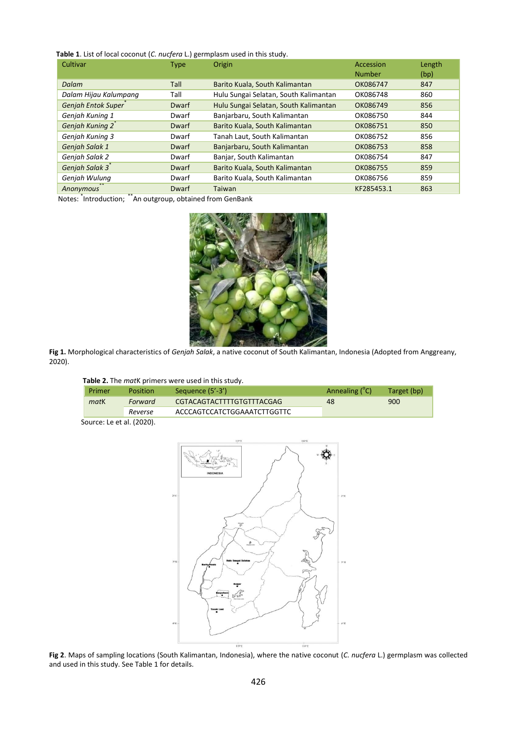**Table 1**. List of local coconut (*C. nucfera* L.) germplasm used in this study.

| Cultivar | Type | Origin | Accession Number | Length (bp) |
|---|---|---|---|---|
| *Dalam* | Tall | Barito Kuala, South Kalimantan | OK086747 | 847 |
| *Dalam Hijau Kalumpang* | Tall | Hulu Sungai Selatan, South Kalimantan | OK086748 | 860 |
| *Genjah Entok Super*\* | Dwarf | Hulu Sungai Selatan, South Kalimantan | OK086749 | 856 |
| *Genjah Kuning 1* | Dwarf | Banjarbaru, South Kalimantan | OK086750 | 844 |
| *Genjah Kuning 2*\* | Dwarf | Barito Kuala, South Kalimantan | OK086751 | 850 |
| *Genjah Kuning 3* | Dwarf | Tanah Laut, South Kalimantan | OK086752 | 856 |
| *Genjah Salak 1* | Dwarf | Banjarbaru, South Kalimantan | OK086753 | 858 |
| *Genjah Salak 2* | Dwarf | Banjar, South Kalimantan | OK086754 | 847 |
| *Genjah Salak 3*\* | Dwarf | Barito Kuala, South Kalimantan | OK086755 | 859 |
| *Genjah Wulung* | Dwarf | Barito Kuala, South Kalimantan | OK086756 | 859 |
| *Anonymous*\*\* | Dwarf | Taiwan | KF285453.1 | 863 |

Notes: \*Introduction; \*\*An outgroup, obtained from GenBank

**Fig 1.** Morphological characteristics of *Genjah Salak*, a native coconut of South Kalimantan, Indonesia (Adopted from Anggreany, 2020).

**Table 2.** The *mat*K primers were used in this study.

| Primer | Position | Sequence (5'-3') | Annealing (°C) | Target (bp) |
|---|---|---|---|---|
| *mat*K | *Forward* | CGTACAGTACTTTTGTGTTTACGAG | 48 | 900 |
| | *Reverse* | ACCCAGTCCATCTGGAAATCTTGGTTC | | |

Source: Le et al. (2020).

**Fig 2**. Maps of sampling locations (South Kalimantan, Indonesia), where the native coconut (*C. nucfera* L.) germplasm was collected and used in this study. See Table 1 for details.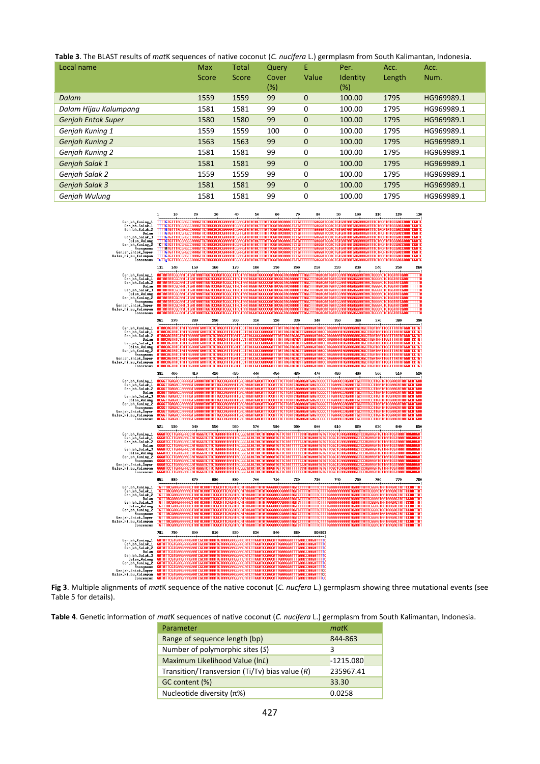**Table 3**. The BLAST results of *mat*K sequences of native coconut (*C. nucifera* L.) germplasm from South Kalimantan, Indonesia.

| Local name | Max Score | Total Score | Query Cover (%) | E Value | Per. Identity (%) | Acc. Length | Acc. Num. |
|---|---|---|---|---|---|---|---|
| *Dalam* | 1559 | 1559 | 99 | 0 | 100.00 | 1795 | HG969989.1 |
| *Dalam Hijau Kalumpang* | 1581 | 1581 | 99 | 0 | 100.00 | 1795 | HG969989.1 |
| *Genjah Entok Super* | 1580 | 1580 | 99 | 0 | 100.00 | 1795 | HG969989.1 |
| *Genjah Kuning 1* | 1559 | 1559 | 100 | 0 | 100.00 | 1795 | HG969989.1 |
| *Genjah Kuning 2* | 1563 | 1563 | 99 | 0 | 100.00 | 1795 | HG969989.1 |
| *Genjah Kuning 2* | 1581 | 1581 | 99 | 0 | 100.00 | 1795 | HG969989.1 |
| *Genjah Salak 1* | 1581 | 1581 | 99 | 0 | 100.00 | 1795 | HG969989.1 |
| *Genjah Salak 2* | 1559 | 1559 | 99 | 0 | 100.00 | 1795 | HG969989.1 |
| *Genjah Salak 3* | 1581 | 1581 | 99 | 0 | 100.00 | 1795 | HG969989.1 |
| *Genjah Wulung* | 1581 | 1581 | 99 | 0 | 100.00 | 1795 | HG969989.1 |

**Fig 3**. Multiple alignments of *mat*K sequence of the native coconut (*C. nucfera* L.) germplasm showing three mutational events (see Table 5 for details).

**Table 4**. Genetic information of *mat*K sequences of native coconut (*C. nucifera* L.) germplasm from South Kalimantan, Indonesia.

| Parameter | *mat*K |
|---|---|
| Range of sequence length (bp) | 844-863 |
| Number of polymorphic sites (*S*) | 3 |
| Maximum Likelihood Value (ln*L*) | -1215.080 |
| Transition/Transversion (Ti/Tv) bias value (*R*) | 235967.41 |
| GC content (%) | 33.30 |
| Nucleotide diversity (π%) | 0.0258 |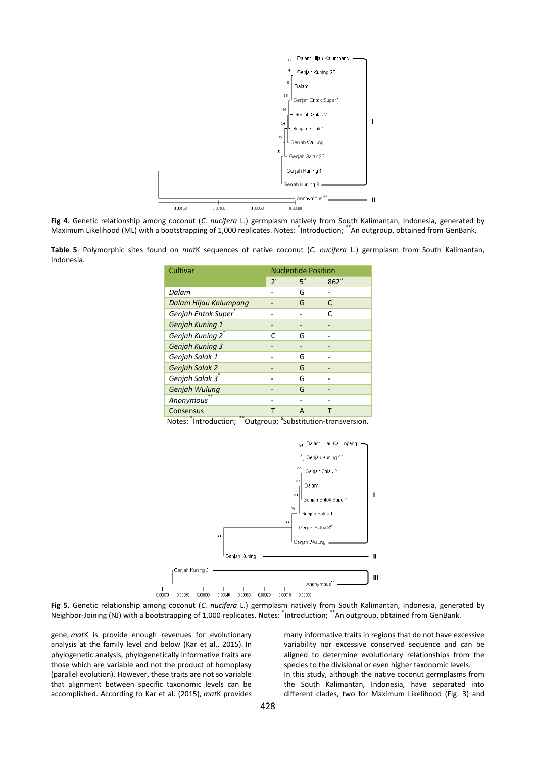Fig 4. Genetic relationship among coconut (*C. nucifera* L.) germplasm natively from South Kalimantan, Indonesia, generated by Maximum Likelihood (ML) with a bootstrapping of 1,000 replicates. Notes: *Introduction; **An outgroup, obtained from GenBank.

**Table 5**. Polymorphic sites found on *mat*K sequences of native coconut (*C. nucifera* L.) germplasm from South Kalimantan, Indonesia.

| Cultivar | Nucleotide Position | | |
|---|---|---|---|
| | 2[a] | 5[a] | 862[a] |
| *Dalam* | - | G | - |
| *Dalam Hijau Kalumpang* | - | G | C |
| *Genjah Entok Super** | - | - | C |
| *Genjah Kuning 1* | - | - | - |
| *Genjah Kuning 2** | C | G | - |
| *Genjah Kuning 3* | - | - | - |
| *Genjah Salak 1* | - | G | - |
| *Genjah Salak 2* | - | G | - |
| *Genjah Salak 3** | - | G | - |
| *Genjah Wulung* | - | G | - |
| *Anonymous*** | - | - | - |
| Consensus | T | A | T |

Notes: *Introduction; **Outgroup; [a]Substitution-transversion.

Fig 5. Genetic relationship among coconut (*C. nucifera* L.) germplasm natively from South Kalimantan, Indonesia, generated by Neighbor-Joining (NJ) with a bootstrapping of 1,000 replicates. Notes: *Introduction; **An outgroup, obtained from GenBank.

gene, *mat*K is provide enough revenues for evolutionary analysis at the family level and below (Kar et al., 2015). In phylogenetic analysis, phylogenetically informative traits are those which are variable and not the product of homoplasy (parallel evolution). However, these traits are not so variable that alignment between specific taxonomic levels can be accomplished. According to Kar et al. (2015), *mat*K provides many informative traits in regions that do not have excessive variability nor excessive conserved sequence and can be aligned to determine evolutionary relationships from the species to the divisional or even higher taxonomic levels.

In this study, although the native coconut germplasms from the South Kalimantan, Indonesia, have separated into different clades, two for Maximum Likelihood (Fig. 3) and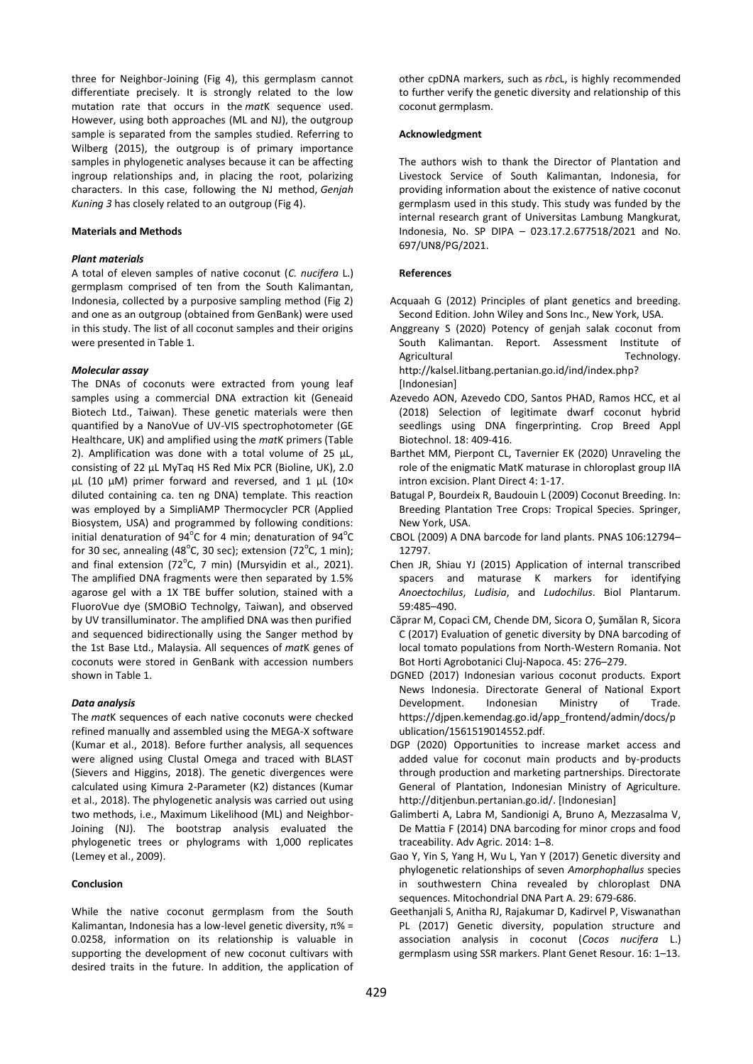three for Neighbor-Joining (Fig 4), this germplasm cannot differentiate precisely. It is strongly related to the low mutation rate that occurs in the *mat*K sequence used. However, using both approaches (ML and NJ), the outgroup sample is separated from the samples studied. Referring to Wilberg (2015), the outgroup is of primary importance samples in phylogenetic analyses because it can be affecting ingroup relationships and, in placing the root, polarizing characters. In this case, following the NJ method, *Genjah Kuning 3* has closely related to an outgroup (Fig 4).

## Materials and Methods

### *Plant materials*

A total of eleven samples of native coconut (*C. nucifera* L.) germplasm comprised of ten from the South Kalimantan, Indonesia, collected by a purposive sampling method (Fig 2) and one as an outgroup (obtained from GenBank) were used in this study. The list of all coconut samples and their origins were presented in Table 1.

### *Molecular assay*

The DNAs of coconuts were extracted from young leaf samples using a commercial DNA extraction kit (Geneaid Biotech Ltd., Taiwan). These genetic materials were then quantified by a NanoVue of UV-VIS spectrophotometer (GE Healthcare, UK) and amplified using the *mat*K primers (Table 2). Amplification was done with a total volume of 25 µL, consisting of 22 µL MyTaq HS Red Mix PCR (Bioline, UK), 2.0 µL (10 µM) primer forward and reversed, and 1 µL (10× diluted containing ca. ten ng DNA) template. This reaction was employed by a SimpliAMP Thermocycler PCR (Applied Biosystem, USA) and programmed by following conditions: initial denaturation of 94°C for 4 min; denaturation of 94°C for 30 sec, annealing (48°C, 30 sec); extension (72°C, 1 min); and final extension (72°C, 7 min) (Mursyidin et al., 2021). The amplified DNA fragments were then separated by 1.5% agarose gel with a 1X TBE buffer solution, stained with a FluoroVue dye (SMOBiO Technolgy, Taiwan), and observed by UV transilluminator. The amplified DNA was then purified and sequenced bidirectionally using the Sanger method by the 1st Base Ltd., Malaysia. All sequences of *mat*K genes of coconuts were stored in GenBank with accession numbers shown in Table 1.

### *Data analysis*

The *mat*K sequences of each native coconuts were checked refined manually and assembled using the MEGA-X software (Kumar et al., 2018). Before further analysis, all sequences were aligned using Clustal Omega and traced with BLAST (Sievers and Higgins, 2018). The genetic divergences were calculated using Kimura 2-Parameter (K2) distances (Kumar et al., 2018). The phylogenetic analysis was carried out using two methods, i.e., Maximum Likelihood (ML) and Neighbor-Joining (NJ). The bootstrap analysis evaluated the phylogenetic trees or phylograms with 1,000 replicates (Lemey et al., 2009).

## Conclusion

While the native coconut germplasm from the South Kalimantan, Indonesia has a low-level genetic diversity, $\pi\% = 0.0258$, information on its relationship is valuable in supporting the development of new coconut cultivars with desired traits in the future. In addition, the application of other cpDNA markers, such as *rbc*L, is highly recommended to further verify the genetic diversity and relationship of this coconut germplasm.

## Acknowledgment

The authors wish to thank the Director of Plantation and Livestock Service of South Kalimantan, Indonesia, for providing information about the existence of native coconut germplasm used in this study. This study was funded by the internal research grant of Universitas Lambung Mangkurat, Indonesia, No. SP DIPA – 023.17.2.677518/2021 and No. 697/UN8/PG/2021.

## References

Acquaah G (2012) Principles of plant genetics and breeding. Second Edition. John Wiley and Sons Inc., New York, USA.

Anggreany S (2020) Potency of genjah salak coconut from South Kalimantan. Report. Assessment Institute of Agricultural Technology. http://kalsel.litbang.pertanian.go.id/ind/index.php? [Indonesian]

Azevedo AON, Azevedo CDO, Santos PHAD, Ramos HCC, et al (2018) Selection of legitimate dwarf coconut hybrid seedlings using DNA fingerprinting. Crop Breed Appl Biotechnol. 18: 409-416.

Barthet MM, Pierpont CL, Tavernier EK (2020) Unraveling the role of the enigmatic MatK maturase in chloroplast group IIA intron excision. Plant Direct 4: 1-17.

Batugal P, Bourdeix R, Baudouin L (2009) Coconut Breeding. In: Breeding Plantation Tree Crops: Tropical Species. Springer, New York, USA.

CBOL (2009) A DNA barcode for land plants. PNAS 106:12794–12797.

Chen JR, Shiau YJ (2015) Application of internal transcribed spacers and maturase K markers for identifying *Anoectochilus*, *Ludisia*, and *Ludochilus*. Biol Plantarum. 59:485–490.

Căprar M, Copaci CM, Chende DM, Sicora O, Şumălan R, Sicora C (2017) Evaluation of genetic diversity by DNA barcoding of local tomato populations from North-Western Romania. Not Bot Horti Agrobotanici Cluj-Napoca. 45: 276–279.

DGNED (2017) Indonesian various coconut products. Export News Indonesia. Directorate General of National Export Development. Indonesian Ministry of Trade. https://djpen.kemendag.go.id/app_frontend/admin/docs/publication/1561519014552.pdf.

DGP (2020) Opportunities to increase market access and added value for coconut main products and by-products through production and marketing partnerships. Directorate General of Plantation, Indonesian Ministry of Agriculture. http://ditjenbun.pertanian.go.id/. [Indonesian]

Galimberti A, Labra M, Sandionigi A, Bruno A, Mezzasalma V, De Mattia F (2014) DNA barcoding for minor crops and food traceability. Adv Agric. 2014: 1–8.

Gao Y, Yin S, Yang H, Wu L, Yan Y (2017) Genetic diversity and phylogenetic relationships of seven *Amorphophallus* species in southwestern China revealed by chloroplast DNA sequences. Mitochondrial DNA Part A. 29: 679-686.

Geethanjali S, Anitha RJ, Rajakumar D, Kadirvel P, Viswanathan PL (2017) Genetic diversity, population structure and association analysis in coconut (*Cocos nucifera* L.) germplasm using SSR markers. Plant Genet Resour. 16: 1–13.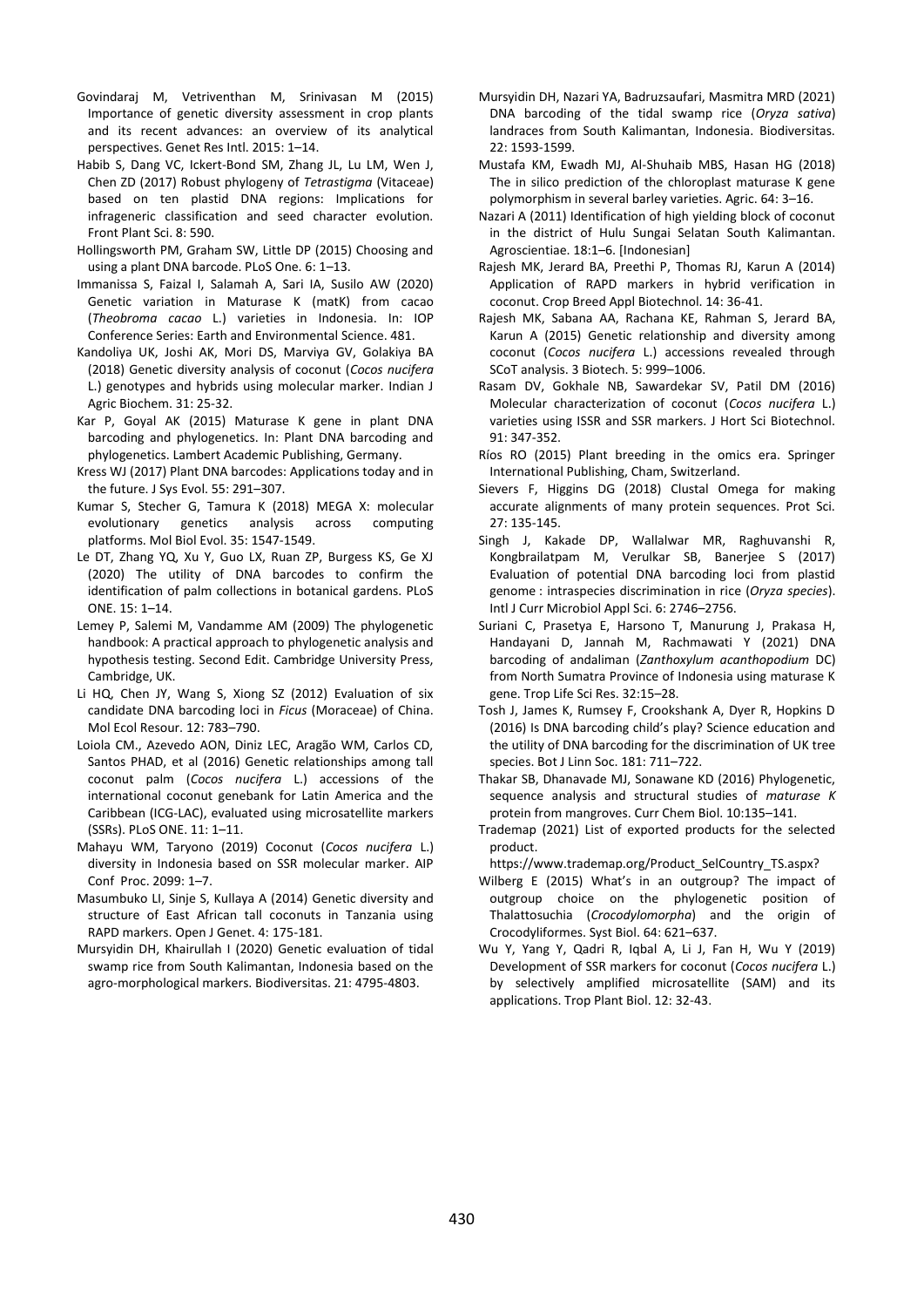Govindaraj M, Vetriventhan M, Srinivasan M (2015) Importance of genetic diversity assessment in crop plants and its recent advances: an overview of its analytical perspectives. Genet Res Intl. 2015: 1–14.

Habib S, Dang VC, Ickert-Bond SM, Zhang JL, Lu LM, Wen J, Chen ZD (2017) Robust phylogeny of *Tetrastigma* (Vitaceae) based on ten plastid DNA regions: Implications for infrageneric classification and seed character evolution. Front Plant Sci. 8: 590.

Hollingsworth PM, Graham SW, Little DP (2015) Choosing and using a plant DNA barcode. PLoS One. 6: 1–13.

Immanissa S, Faizal I, Salamah A, Sari IA, Susilo AW (2020) Genetic variation in Maturase K (matK) from cacao (*Theobroma cacao* L.) varieties in Indonesia. In: IOP Conference Series: Earth and Environmental Science. 481.

Kandoliya UK, Joshi AK, Mori DS, Marviya GV, Golakiya BA (2018) Genetic diversity analysis of coconut (*Cocos nucifera* L.) genotypes and hybrids using molecular marker. Indian J Agric Biochem. 31: 25-32.

Kar P, Goyal AK (2015) Maturase K gene in plant DNA barcoding and phylogenetics. In: Plant DNA barcoding and phylogenetics. Lambert Academic Publishing, Germany.

Kress WJ (2017) Plant DNA barcodes: Applications today and in the future. J Sys Evol. 55: 291–307.

Kumar S, Stecher G, Tamura K (2018) MEGA X: molecular evolutionary genetics analysis across computing platforms. Mol Biol Evol. 35: 1547-1549.

Le DT, Zhang YQ, Xu Y, Guo LX, Ruan ZP, Burgess KS, Ge XJ (2020) The utility of DNA barcodes to confirm the identification of palm collections in botanical gardens. PLoS ONE. 15: 1–14.

Lemey P, Salemi M, Vandamme AM (2009) The phylogenetic handbook: A practical approach to phylogenetic analysis and hypothesis testing. Second Edit. Cambridge University Press, Cambridge, UK.

Li HQ, Chen JY, Wang S, Xiong SZ (2012) Evaluation of six candidate DNA barcoding loci in *Ficus* (Moraceae) of China. Mol Ecol Resour. 12: 783–790.

Loiola CM., Azevedo AON, Diniz LEC, Aragão WM, Carlos CD, Santos PHAD, et al (2016) Genetic relationships among tall coconut palm (*Cocos nucifera* L.) accessions of the international coconut genebank for Latin America and the Caribbean (ICG-LAC), evaluated using microsatellite markers (SSRs). PLoS ONE. 11: 1–11.

Mahayu WM, Taryono (2019) Coconut (*Cocos nucifera* L.) diversity in Indonesia based on SSR molecular marker. AIP Conf Proc. 2099: 1–7.

Masumbuko LI, Sinje S, Kullaya A (2014) Genetic diversity and structure of East African tall coconuts in Tanzania using RAPD markers. Open J Genet. 4: 175-181.

Mursyidin DH, Khairullah I (2020) Genetic evaluation of tidal swamp rice from South Kalimantan, Indonesia based on the agro-morphological markers. Biodiversitas. 21: 4795-4803.

Mursyidin DH, Nazari YA, Badruzsaufari, Masmitra MRD (2021) DNA barcoding of the tidal swamp rice (*Oryza sativa*) landraces from South Kalimantan, Indonesia. Biodiversitas. 22: 1593-1599.

Mustafa KM, Ewadh MJ, Al-Shuhaib MBS, Hasan HG (2018) The in silico prediction of the chloroplast maturase K gene polymorphism in several barley varieties. Agric. 64: 3–16.

Nazari A (2011) Identification of high yielding block of coconut in the district of Hulu Sungai Selatan South Kalimantan. Agroscientiae. 18:1–6. [Indonesian]

Rajesh MK, Jerard BA, Preethi P, Thomas RJ, Karun A (2014) Application of RAPD markers in hybrid verification in coconut. Crop Breed Appl Biotechnol. 14: 36-41.

Rajesh MK, Sabana AA, Rachana KE, Rahman S, Jerard BA, Karun A (2015) Genetic relationship and diversity among coconut (*Cocos nucifera* L.) accessions revealed through SCoT analysis. 3 Biotech. 5: 999–1006.

Rasam DV, Gokhale NB, Sawardekar SV, Patil DM (2016) Molecular characterization of coconut (*Cocos nucifera* L.) varieties using ISSR and SSR markers. J Hort Sci Biotechnol. 91: 347-352.

Ríos RO (2015) Plant breeding in the omics era. Springer International Publishing, Cham, Switzerland.

Sievers F, Higgins DG (2018) Clustal Omega for making accurate alignments of many protein sequences. Prot Sci. 27: 135-145.

Singh J, Kakade DP, Wallalwar MR, Raghuvanshi R, Kongbrailatpam M, Verulkar SB, Banerjee S (2017) Evaluation of potential DNA barcoding loci from plastid genome : intraspecies discrimination in rice (*Oryza species*). Intl J Curr Microbiol Appl Sci. 6: 2746–2756.

Suriani C, Prasetya E, Harsono T, Manurung J, Prakasa H, Handayani D, Jannah M, Rachmawati Y (2021) DNA barcoding of andaliman (*Zanthoxylum acanthopodium* DC) from North Sumatra Province of Indonesia using maturase K gene. Trop Life Sci Res. 32:15–28.

Tosh J, James K, Rumsey F, Crookshank A, Dyer R, Hopkins D (2016) Is DNA barcoding child's play? Science education and the utility of DNA barcoding for the discrimination of UK tree species. Bot J Linn Soc. 181: 711–722.

Thakar SB, Dhanavade MJ, Sonawane KD (2016) Phylogenetic, sequence analysis and structural studies of *maturase K* protein from mangroves. Curr Chem Biol. 10:135–141.

Trademap (2021) List of exported products for the selected product. https://www.trademap.org/Product_SelCountry_TS.aspx?

Wilberg E (2015) What's in an outgroup? The impact of outgroup choice on the phylogenetic position of Thalattosuchia (*Crocodylomorpha*) and the origin of Crocodyliformes. Syst Biol. 64: 621–637.

Wu Y, Yang Y, Qadri R, Iqbal A, Li J, Fan H, Wu Y (2019) Development of SSR markers for coconut (*Cocos nucifera* L.) by selectively amplified microsatellite (SAM) and its applications. Trop Plant Biol. 12: 32-43.